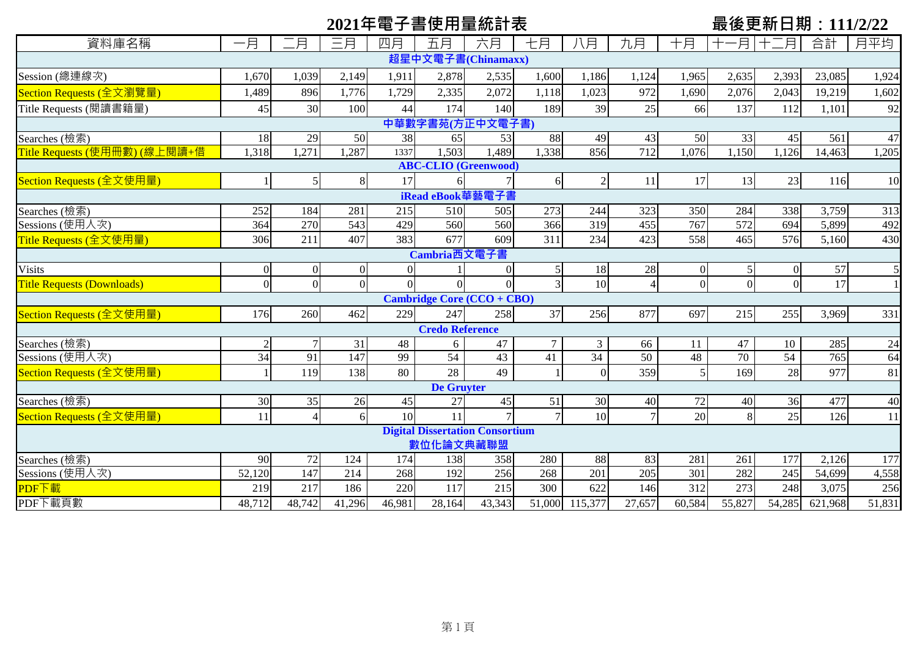# 2021年電子書使用量統計表

最後更新日期：111/2/22

| 資料庫名稱 | 一月 | 二月 | 三月 | 四月 | 五月 | 六月 | 七月 | 八月 | 九月 | 十月 | 十一月 | 十二月 | 合計 | 月平均 |
|---|---|---|---|---|---|---|---|---|---|---|---|---|---|---|
| **超星中文電子書(Chinamaxx)** | | | | | | | | | | | | | | |
| Session (總連線次) | 1,670 | 1,039 | 2,149 | 1,911 | 2,878 | 2,535 | 1,600 | 1,186 | 1,124 | 1,965 | 2,635 | 2,393 | 23,085 | 1,924 |
| Section Requests (全文瀏覽量) | 1,489 | 896 | 1,776 | 1,729 | 2,335 | 2,072 | 1,118 | 1,023 | 972 | 1,690 | 2,076 | 2,043 | 19,219 | 1,602 |
| Title Requests (閱讀書籍量) | 45 | 30 | 100 | 44 | 174 | 140 | 189 | 39 | 25 | 66 | 137 | 112 | 1,101 | 92 |
| **中華數字書苑(方正中文電子書)** | | | | | | | | | | | | | | |
| Searches (檢索) | 18 | 29 | 50 | 38 | 65 | 53 | 88 | 49 | 43 | 50 | 33 | 45 | 561 | 47 |
| Title Requests (使用冊數) (線上閱讀+借 | 1,318 | 1,271 | 1,287 | 1337 | 1,503 | 1,489 | 1,338 | 856 | 712 | 1,076 | 1,150 | 1,126 | 14,463 | 1,205 |
| **ABC-CLIO (Greenwood)** | | | | | | | | | | | | | | |
| Section Requests (全文使用量) | 1 | 5 | 8 | 17 | 6 | 7 | 6 | 2 | 11 | 17 | 13 | 23 | 116 | 10 |
| **iRead eBook華藝電子書** | | | | | | | | | | | | | | |
| Searches (檢索) | 252 | 184 | 281 | 215 | 510 | 505 | 273 | 244 | 323 | 350 | 284 | 338 | 3,759 | 313 |
| Sessions (使用人次) | 364 | 270 | 543 | 429 | 560 | 560 | 366 | 319 | 455 | 767 | 572 | 694 | 5,899 | 492 |
| Title Requests (全文使用量) | 306 | 211 | 407 | 383 | 677 | 609 | 311 | 234 | 423 | 558 | 465 | 576 | 5,160 | 430 |
| **Cambria西文電子書** | | | | | | | | | | | | | | |
| Visits | 0 | 0 | 0 | 0 | 1 | 0 | 5 | 18 | 28 | 0 | 5 | 0 | 57 | 5 |
| Title Requests (Downloads) | 0 | 0 | 0 | 0 | 0 | 0 | 3 | 10 | 4 | 0 | 0 | 0 | 17 | 1 |
| **Cambridge Core (CCO + CBO)** | | | | | | | | | | | | | | |
| Section Requests (全文使用量) | 176 | 260 | 462 | 229 | 247 | 258 | 37 | 256 | 877 | 697 | 215 | 255 | 3,969 | 331 |
| **Credo Reference** | | | | | | | | | | | | | | |
| Searches (檢索) | 2 | 7 | 31 | 48 | 6 | 47 | 7 | 3 | 66 | 11 | 47 | 10 | 285 | 24 |
| Sessions (使用人次) | 34 | 91 | 147 | 99 | 54 | 43 | 41 | 34 | 50 | 48 | 70 | 54 | 765 | 64 |
| Section Requests (全文使用量) | 1 | 119 | 138 | 80 | 28 | 49 | 1 | 0 | 359 | 5 | 169 | 28 | 977 | 81 |
| **De Gruyter** | | | | | | | | | | | | | | |
| Searches (檢索) | 30 | 35 | 26 | 45 | 27 | 45 | 51 | 30 | 40 | 72 | 40 | 36 | 477 | 40 |
| Section Requests (全文使用量) | 11 | 4 | 6 | 10 | 11 | 7 | 7 | 10 | 7 | 20 | 8 | 25 | 126 | 11 |
| **Digital Dissertation Consortium 數位化論文典藏聯盟** | | | | | | | | | | | | | | |
| Searches (檢索) | 90 | 72 | 124 | 174 | 138 | 358 | 280 | 88 | 83 | 281 | 261 | 177 | 2,126 | 177 |
| Sessions (使用人次) | 52,120 | 147 | 214 | 268 | 192 | 256 | 268 | 201 | 205 | 301 | 282 | 245 | 54,699 | 4,558 |
| PDF下載 | 219 | 217 | 186 | 220 | 117 | 215 | 300 | 622 | 146 | 312 | 273 | 248 | 3,075 | 256 |
| PDF下載頁數 | 48,712 | 48,742 | 41,296 | 46,981 | 28,164 | 43,343 | 51,000 | 115,377 | 27,657 | 60,584 | 55,827 | 54,285 | 621,968 | 51,831 |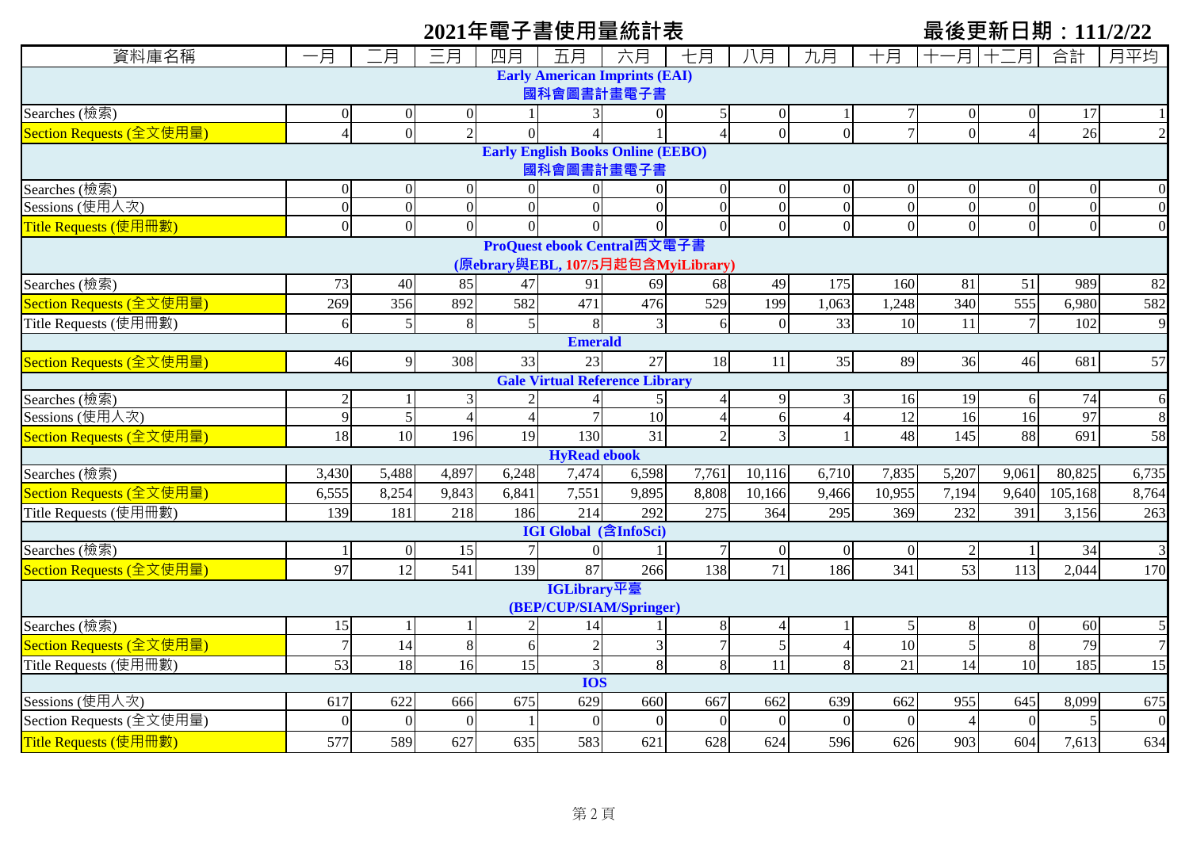# 2021年電子書使用量統計表

**最後更新日期：111/2/22**

| 資料庫名稱 | 一月 | 二月 | 三月 | 四月 | 五月 | 六月 | 七月 | 八月 | 九月 | 十月 | 十一月 | 十二月 | 合計 | 月平均 |
|---|---|---|---|---|---|---|---|---|---|---|---|---|---|---|
| **Early American Imprints (EAI) 國科會圖書計畫電子書** | | | | | | | | | | | | | | |
| Searches (檢索) | 0 | 0 | 0 | 1 | 3 | 0 | 5 | 0 | 1 | 7 | 0 | 0 | 17 | 1 |
| Section Requests (全文使用量) | 4 | 0 | 2 | 0 | 4 | 1 | 4 | 0 | 0 | 7 | 0 | 4 | 26 | 2 |
| **Early English Books Online (EEBO) 國科會圖書計畫電子書** | | | | | | | | | | | | | | |
| Searches (檢索) | 0 | 0 | 0 | 0 | 0 | 0 | 0 | 0 | 0 | 0 | 0 | 0 | 0 | 0 |
| Sessions (使用人次) | 0 | 0 | 0 | 0 | 0 | 0 | 0 | 0 | 0 | 0 | 0 | 0 | 0 | 0 |
| Title Requests (使用冊數) | 0 | 0 | 0 | 0 | 0 | 0 | 0 | 0 | 0 | 0 | 0 | 0 | 0 | 0 |
| **ProQuest ebook Central西文電子書 (原ebrary與EBL, 107/5月起包含MyiLibrary)** | | | | | | | | | | | | | | |
| Searches (檢索) | 73 | 40 | 85 | 47 | 91 | 69 | 68 | 49 | 175 | 160 | 81 | 51 | 989 | 82 |
| Section Requests (全文使用量) | 269 | 356 | 892 | 582 | 471 | 476 | 529 | 199 | 1,063 | 1,248 | 340 | 555 | 6,980 | 582 |
| Title Requests (使用冊數) | 6 | 5 | 8 | 5 | 8 | 3 | 6 | 0 | 33 | 10 | 11 | 7 | 102 | 9 |
| **Emerald** | | | | | | | | | | | | | | |
| Section Requests (全文使用量) | 46 | 9 | 308 | 33 | 23 | 27 | 18 | 11 | 35 | 89 | 36 | 46 | 681 | 57 |
| **Gale Virtual Reference Library** | | | | | | | | | | | | | | |
| Searches (檢索) | 2 | 1 | 3 | 2 | 4 | 5 | 4 | 9 | 3 | 16 | 19 | 6 | 74 | 6 |
| Sessions (使用人次) | 9 | 5 | 4 | 4 | 7 | 10 | 4 | 6 | 4 | 12 | 16 | 16 | 97 | 8 |
| Section Requests (全文使用量) | 18 | 10 | 196 | 19 | 130 | 31 | 2 | 3 | 1 | 48 | 145 | 88 | 691 | 58 |
| **HyRead ebook** | | | | | | | | | | | | | | |
| Searches (檢索) | 3,430 | 5,488 | 4,897 | 6,248 | 7,474 | 6,598 | 7,761 | 10,116 | 6,710 | 7,835 | 5,207 | 9,061 | 80,825 | 6,735 |
| Section Requests (全文使用量) | 6,555 | 8,254 | 9,843 | 6,841 | 7,551 | 9,895 | 8,808 | 10,166 | 9,466 | 10,955 | 7,194 | 9,640 | 105,168 | 8,764 |
| Title Requests (使用冊數) | 139 | 181 | 218 | 186 | 214 | 292 | 275 | 364 | 295 | 369 | 232 | 391 | 3,156 | 263 |
| **IGI Global (含InfoSci)** | | | | | | | | | | | | | | |
| Searches (檢索) | 1 | 0 | 15 | 7 | 0 | 1 | 7 | 0 | 0 | 0 | 2 | 1 | 34 | 3 |
| Section Requests (全文使用量) | 97 | 12 | 541 | 139 | 87 | 266 | 138 | 71 | 186 | 341 | 53 | 113 | 2,044 | 170 |
| **IGLibrary平臺 (BEP/CUP/SIAM/Springer)** | | | | | | | | | | | | | | |
| Searches (檢索) | 15 | 1 | 1 | 2 | 14 | 1 | 8 | 4 | 1 | 5 | 8 | 0 | 60 | 5 |
| Section Requests (全文使用量) | 7 | 14 | 8 | 6 | 2 | 3 | 7 | 5 | 4 | 10 | 5 | 8 | 79 | 7 |
| Title Requests (使用冊數) | 53 | 18 | 16 | 15 | 3 | 8 | 8 | 11 | 8 | 21 | 14 | 10 | 185 | 15 |
| **IOS** | | | | | | | | | | | | | | |
| Sessions (使用人次) | 617 | 622 | 666 | 675 | 629 | 660 | 667 | 662 | 639 | 662 | 955 | 645 | 8,099 | 675 |
| Section Requests (全文使用量) | 0 | 0 | 0 | 1 | 0 | 0 | 0 | 0 | 0 | 0 | 4 | 0 | 5 | 0 |
| Title Requests (使用冊數) | 577 | 589 | 627 | 635 | 583 | 621 | 628 | 624 | 596 | 626 | 903 | 604 | 7,613 | 634 |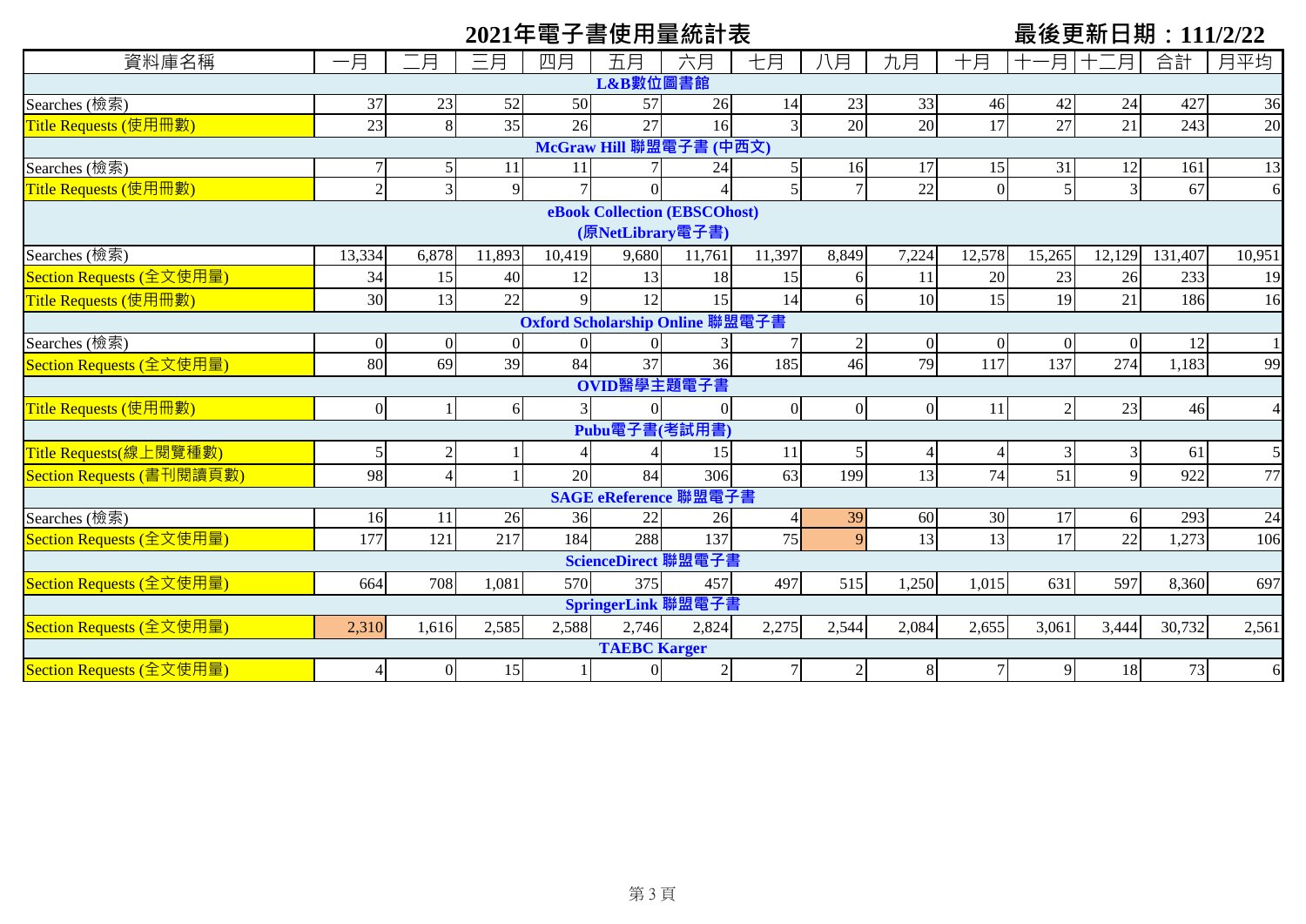# 2021年電子書使用量統計表

最後更新日期：111/2/22

| 資料庫名稱 | 一月 | 二月 | 三月 | 四月 | 五月 | 六月 | 七月 | 八月 | 九月 | 十月 | 十一月 | 十二月 | 合計 | 月平均 |
|---|---|---|---|---|---|---|---|---|---|---|---|---|---|---|
| **L&B數位圖書館** | | | | | | | | | | | | | | |
| Searches (檢索) | 37 | 23 | 52 | 50 | 57 | 26 | 14 | 23 | 33 | 46 | 42 | 24 | 427 | 36 |
| Title Requests (使用冊數) | 23 | 8 | 35 | 26 | 27 | 16 | 3 | 20 | 20 | 17 | 27 | 21 | 243 | 20 |
| **McGraw Hill 聯盟電子書 (中西文)** | | | | | | | | | | | | | | |
| Searches (檢索) | 7 | 5 | 11 | 11 | 7 | 24 | 5 | 16 | 17 | 15 | 31 | 12 | 161 | 13 |
| Title Requests (使用冊數) | 2 | 3 | 9 | 7 | 0 | 4 | 5 | 7 | 22 | 0 | 5 | 3 | 67 | 6 |
| **eBook Collection (EBSCOhost) (原NetLibrary電子書)** | | | | | | | | | | | | | | |
| Searches (檢索) | 13,334 | 6,878 | 11,893 | 10,419 | 9,680 | 11,761 | 11,397 | 8,849 | 7,224 | 12,578 | 15,265 | 12,129 | 131,407 | 10,951 |
| Section Requests (全文使用量) | 34 | 15 | 40 | 12 | 13 | 18 | 15 | 6 | 11 | 20 | 23 | 26 | 233 | 19 |
| Title Requests (使用冊數) | 30 | 13 | 22 | 9 | 12 | 15 | 14 | 6 | 10 | 15 | 19 | 21 | 186 | 16 |
| **Oxford Scholarship Online 聯盟電子書** | | | | | | | | | | | | | | |
| Searches (檢索) | 0 | 0 | 0 | 0 | 0 | 3 | 7 | 2 | 0 | 0 | 0 | 0 | 12 | 1 |
| Section Requests (全文使用量) | 80 | 69 | 39 | 84 | 37 | 36 | 185 | 46 | 79 | 117 | 137 | 274 | 1,183 | 99 |
| **OVID醫學主題電子書** | | | | | | | | | | | | | | |
| Title Requests (使用冊數) | 0 | 1 | 6 | 3 | 0 | 0 | 0 | 0 | 0 | 11 | 2 | 23 | 46 | 4 |
| **Pubu電子書(考試用書)** | | | | | | | | | | | | | | |
| Title Requests(線上閱覽種數) | 5 | 2 | 1 | 4 | 4 | 15 | 11 | 5 | 4 | 4 | 3 | 3 | 61 | 5 |
| Section Requests (書刊閱讀頁數) | 98 | 4 | 1 | 20 | 84 | 306 | 63 | 199 | 13 | 74 | 51 | 9 | 922 | 77 |
| **SAGE eReference 聯盟電子書** | | | | | | | | | | | | | | |
| Searches (檢索) | 16 | 11 | 26 | 36 | 22 | 26 | 4 | 39 | 60 | 30 | 17 | 6 | 293 | 24 |
| Section Requests (全文使用量) | 177 | 121 | 217 | 184 | 288 | 137 | 75 | 9 | 13 | 13 | 17 | 22 | 1,273 | 106 |
| **ScienceDirect 聯盟電子書** | | | | | | | | | | | | | | |
| Section Requests (全文使用量) | 664 | 708 | 1,081 | 570 | 375 | 457 | 497 | 515 | 1,250 | 1,015 | 631 | 597 | 8,360 | 697 |
| **SpringerLink 聯盟電子書** | | | | | | | | | | | | | | |
| Section Requests (全文使用量) | 2,310 | 1,616 | 2,585 | 2,588 | 2,746 | 2,824 | 2,275 | 2,544 | 2,084 | 2,655 | 3,061 | 3,444 | 30,732 | 2,561 |
| **TAEBC Karger** | | | | | | | | | | | | | | |
| Section Requests (全文使用量) | 4 | 0 | 15 | 1 | 0 | 2 | 7 | 2 | 8 | 7 | 9 | 18 | 73 | 6 |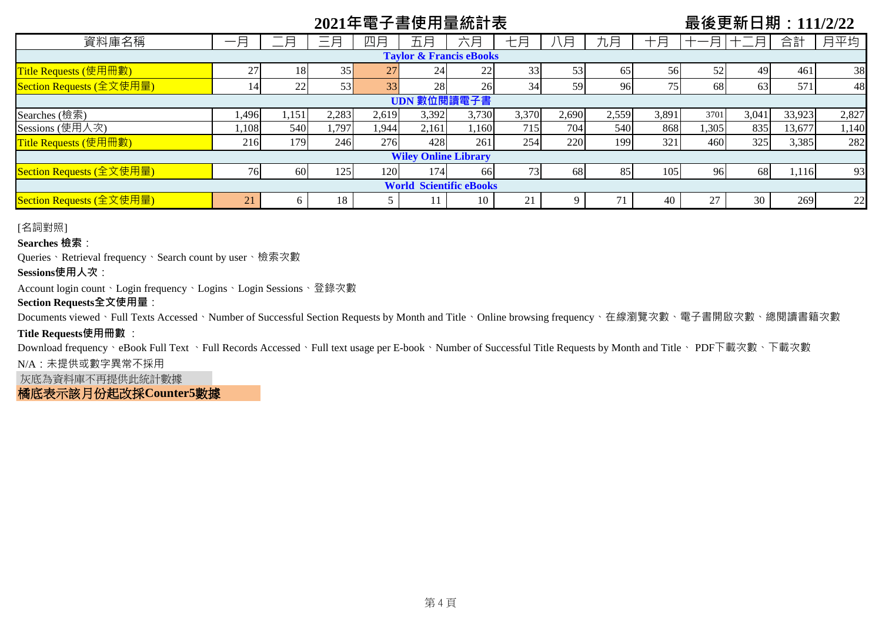# 2021年電子書使用量統計表

**最後更新日期：111/2/22**

| 資料庫名稱 | 一月 | 二月 | 三月 | 四月 | 五月 | 六月 | 七月 | 八月 | 九月 | 十月 | 十一月 | 十二月 | 合計 | 月平均 |
|---|---|---|---|---|---|---|---|---|---|---|---|---|---|---|
| **Taylor & Francis eBooks** | | | | | | | | | | | | | | |
| Title Requests (使用冊數) | 27 | 18 | 35 | 27 | 24 | 22 | 33 | 53 | 65 | 56 | 52 | 49 | 461 | 38 |
| Section Requests (全文使用量) | 14 | 22 | 53 | 33 | 28 | 26 | 34 | 59 | 96 | 75 | 68 | 63 | 571 | 48 |
| **UDN 數位閱讀電子書** | | | | | | | | | | | | | | |
| Searches (檢索) | 1,496 | 1,151 | 2,283 | 2,619 | 3,392 | 3,730 | 3,370 | 2,690 | 2,559 | 3,891 | 3701 | 3,041 | 33,923 | 2,827 |
| Sessions (使用人次) | 1,108 | 540 | 1,797 | 1,944 | 2,161 | 1,160 | 715 | 704 | 540 | 868 | 1,305 | 835 | 13,677 | 1,140 |
| Title Requests (使用冊數) | 216 | 179 | 246 | 276 | 428 | 261 | 254 | 220 | 199 | 321 | 460 | 325 | 3,385 | 282 |
| **Wiley Online Library** | | | | | | | | | | | | | | |
| Section Requests (全文使用量) | 76 | 60 | 125 | 120 | 174 | 66 | 73 | 68 | 85 | 105 | 96 | 68 | 1,116 | 93 |
| **World Scientific eBooks** | | | | | | | | | | | | | | |
| Section Requests (全文使用量) | 21 | 6 | 18 | 5 | 11 | 10 | 21 | 9 | 71 | 40 | 27 | 30 | 269 | 22 |

[名詞對照]

**Searches 檢索**：

Queries、Retrieval frequency、Search count by user、檢索次數

**Sessions使用人次**：

Account login count、Login frequency、Logins、Login Sessions、登錄次數

**Section Requests全文使用量**：

Documents viewed、Full Texts Accessed、Number of Successful Section Requests by Month and Title、Online browsing frequency、在線瀏覽次數、電子書開啟次數、總閱讀書籍次數

**Title Requests使用冊數** ：

Download frequency、eBook Full Text 、Full Records Accessed、Full text usage per E-book、Number of Successful Title Requests by Month and Title、 PDF下載次數、下載次數

N/A：未提供或數字異常不採用

灰底為資料庫不再提供此統計數據

**橘底表示該月份起改採Counter5數據**